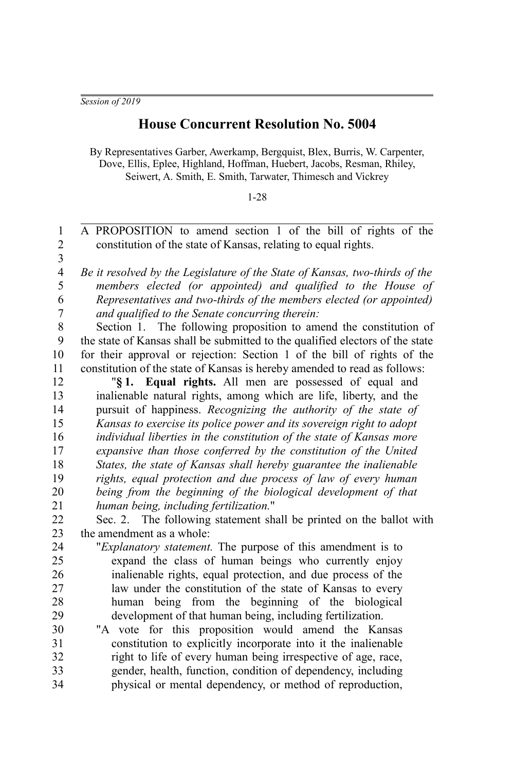*Session of 2019*

# House Concurrent Resolution No. 5004

By Representatives Garber, Awerkamp, Bergquist, Blex, Burris, W. Carpenter, Dove, Ellis, Eplee, Highland, Hoffman, Huebert, Jacobs, Resman, Rhiley, Seiwert, A. Smith, E. Smith, Tarwater, Thimesch and Vickrey

1-28

A PROPOSITION to amend section 1 of the bill of rights of the constitution of the state of Kansas, relating to equal rights.

*Be it resolved by the Legislature of the State of Kansas, two-thirds of the members elected (or appointed) and qualified to the House of Representatives and two-thirds of the members elected (or appointed) and qualified to the Senate concurring therein:*

Section 1. The following proposition to amend the constitution of the state of Kansas shall be submitted to the qualified electors of the state for their approval or rejection: Section 1 of the bill of rights of the constitution of the state of Kansas is hereby amended to read as follows:

"**§ 1. Equal rights.** All men are possessed of equal and inalienable natural rights, among which are life, liberty, and the pursuit of happiness. *Recognizing the authority of the state of Kansas to exercise its police power and its sovereign right to adopt individual liberties in the constitution of the state of Kansas more expansive than those conferred by the constitution of the United States, the state of Kansas shall hereby guarantee the inalienable rights, equal protection and due process of law of every human being from the beginning of the biological development of that human being, including fertilization.*"

Sec. 2. The following statement shall be printed on the ballot with the amendment as a whole:

"*Explanatory statement.* The purpose of this amendment is to expand the class of human beings who currently enjoy inalienable rights, equal protection, and due process of the law under the constitution of the state of Kansas to every human being from the beginning of the biological development of that human being, including fertilization.

"A vote for this proposition would amend the Kansas constitution to explicitly incorporate into it the inalienable right to life of every human being irrespective of age, race, gender, health, function, condition of dependency, including physical or mental dependency, or method of reproduction,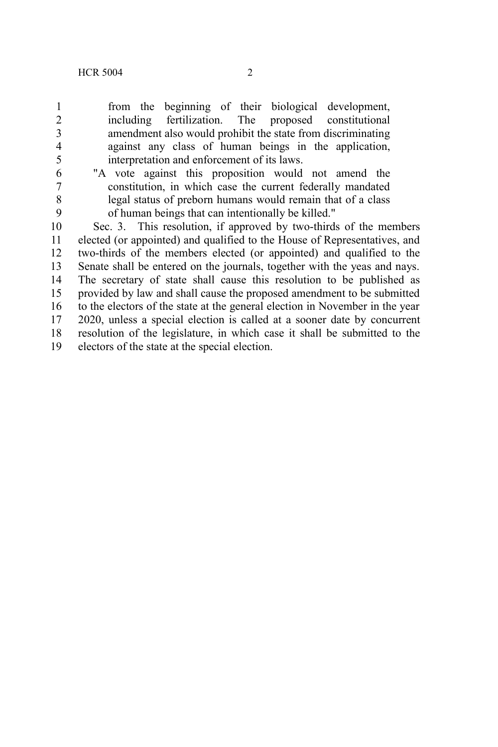from the beginning of their biological development, including fertilization. The proposed constitutional amendment also would prohibit the state from discriminating against any class of human beings in the application, interpretation and enforcement of its laws.

"A vote against this proposition would not amend the constitution, in which case the current federally mandated legal status of preborn humans would remain that of a class of human beings that can intentionally be killed."

Sec. 3. This resolution, if approved by two-thirds of the members elected (or appointed) and qualified to the House of Representatives, and two-thirds of the members elected (or appointed) and qualified to the Senate shall be entered on the journals, together with the yeas and nays. The secretary of state shall cause this resolution to be published as provided by law and shall cause the proposed amendment to be submitted to the electors of the state at the general election in November in the year 2020, unless a special election is called at a sooner date by concurrent resolution of the legislature, in which case it shall be submitted to the electors of the state at the special election.